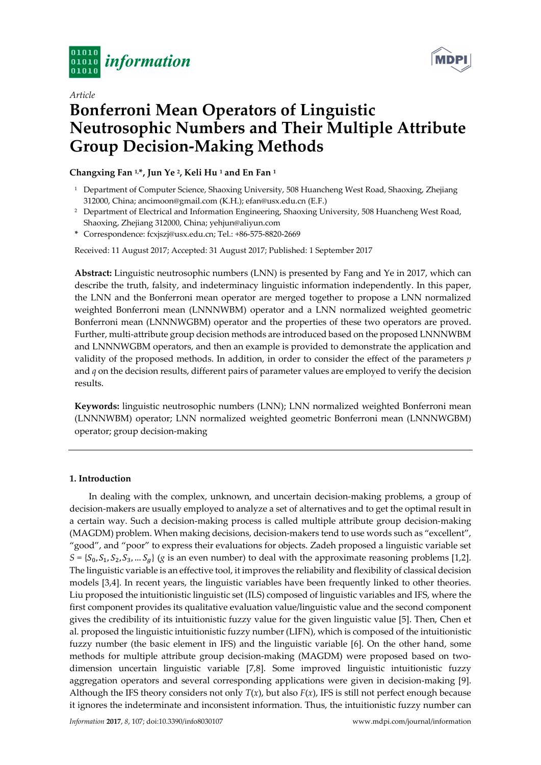*Article*

# Bonferroni Mean Operators of Linguistic Neutrosophic Numbers and Their Multiple Attribute Group Decision-Making Methods

**Changxing Fan [1,*], Jun Ye [2], Keli Hu [1] and En Fan [1]**

[1] Department of Computer Science, Shaoxing University, 508 Huancheng West Road, Shaoxing, Zhejiang 312000, China; ancimoon@gmail.com (K.H.); efan@usx.edu.cn (E.F.)

[2] Department of Electrical and Information Engineering, Shaoxing University, 508 Huancheng West Road, Shaoxing, Zhejiang 312000, China; yehjun@aliyun.com

\* Correspondence: fcxjszj@usx.edu.cn; Tel.: +86-575-8820-2669

Received: 11 August 2017; Accepted: 31 August 2017; Published: 1 September 2017

**Abstract:** Linguistic neutrosophic numbers (LNN) is presented by Fang and Ye in 2017, which can describe the truth, falsity, and indeterminacy linguistic information independently. In this paper, the LNN and the Bonferroni mean operator are merged together to propose a LNN normalized weighted Bonferroni mean (LNNNWBM) operator and a LNN normalized weighted geometric Bonferroni mean (LNNNWGBM) operator and the properties of these two operators are proved. Further, multi-attribute group decision methods are introduced based on the proposed LNNNWBM and LNNNWGBM operators, and then an example is provided to demonstrate the application and validity of the proposed methods. In addition, in order to consider the effect of the parameters $p$ and $q$ on the decision results, different pairs of parameter values are employed to verify the decision results.

**Keywords:** linguistic neutrosophic numbers (LNN); LNN normalized weighted Bonferroni mean (LNNNWBM) operator; LNN normalized weighted geometric Bonferroni mean (LNNNWGBM) operator; group decision-making

---

## 1. Introduction

In dealing with the complex, unknown, and uncertain decision-making problems, a group of decision-makers are usually employed to analyze a set of alternatives and to get the optimal result in a certain way. Such a decision-making process is called multiple attribute group decision-making (MAGDM) problem. When making decisions, decision-makers tend to use words such as "excellent", "good", and "poor" to express their evaluations for objects. Zadeh proposed a linguistic variable set $S = \{S_0, S_1, S_2, S_3, \ldots S_g\}$ ($g$ is an even number) to deal with the approximate reasoning problems [1,2]. The linguistic variable is an effective tool, it improves the reliability and flexibility of classical decision models [3,4]. In recent years, the linguistic variables have been frequently linked to other theories. Liu proposed the intuitionistic linguistic set (ILS) composed of linguistic variables and IFS, where the first component provides its qualitative evaluation value/linguistic value and the second component gives the credibility of its intuitionistic fuzzy value for the given linguistic value [5]. Then, Chen et al. proposed the linguistic intuitionistic fuzzy number (LIFN), which is composed of the intuitionistic fuzzy number (the basic element in IFS) and the linguistic variable [6]. On the other hand, some methods for multiple attribute group decision-making (MAGDM) were proposed based on two-dimension uncertain linguistic variable [7,8]. Some improved linguistic intuitionistic fuzzy aggregation operators and several corresponding applications were given in decision-making [9]. Although the IFS theory considers not only $T(x)$, but also $F(x)$, IFS is still not perfect enough because it ignores the indeterminate and inconsistent information. Thus, the intuitionistic fuzzy number can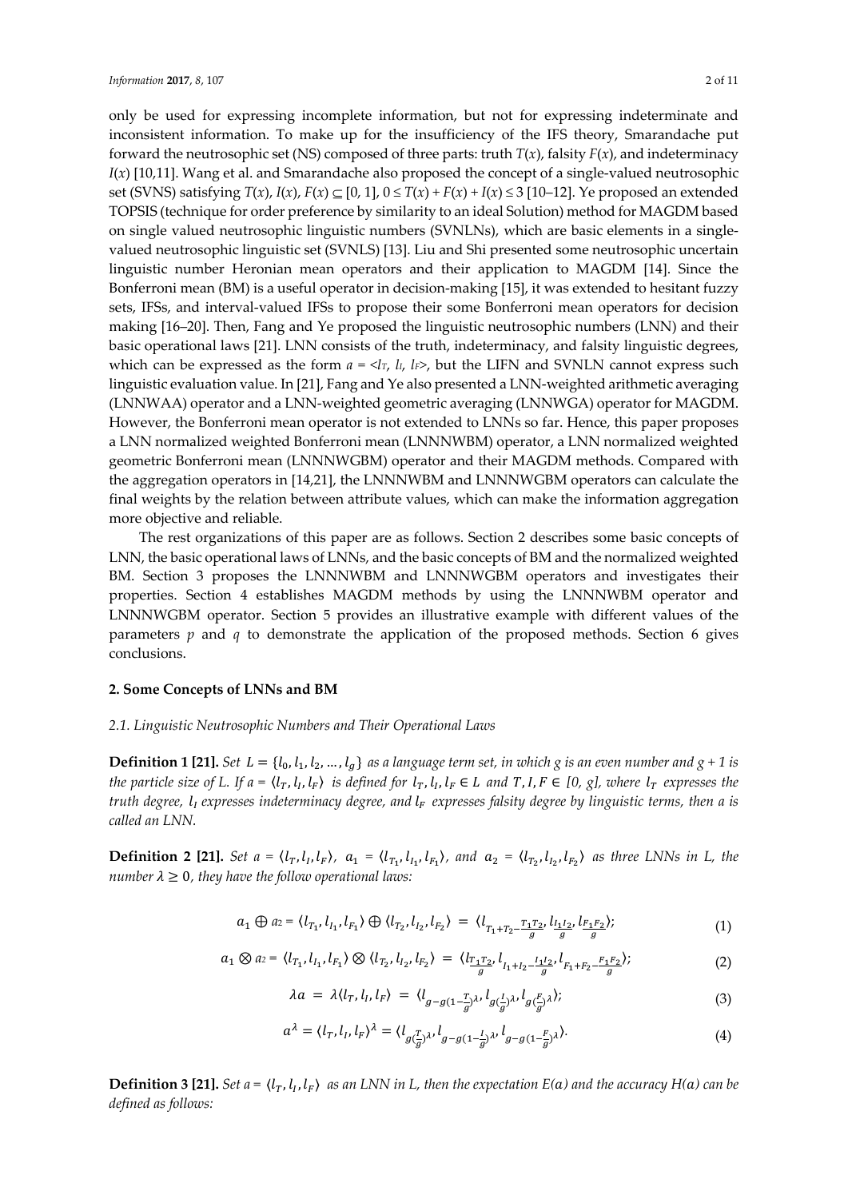only be used for expressing incomplete information, but not for expressing indeterminate and inconsistent information. To make up for the insufficiency of the IFS theory, Smarandache put forward the neutrosophic set (NS) composed of three parts: truth $T(x)$, falsity $F(x)$, and indeterminacy $I(x)$ [10,11]. Wang et al. and Smarandache also proposed the concept of a single-valued neutrosophic set (SVNS) satisfying $T(x)$, $I(x)$, $F(x) \subseteq [0, 1]$, $0 \leq T(x) + F(x) + I(x) \leq 3$ [10–12]. Ye proposed an extended TOPSIS (technique for order preference by similarity to an ideal Solution) method for MAGDM based on single valued neutrosophic linguistic numbers (SVNLNs), which are basic elements in a single-valued neutrosophic linguistic set (SVNLS) [13]. Liu and Shi presented some neutrosophic uncertain linguistic number Heronian mean operators and their application to MAGDM [14]. Since the Bonferroni mean (BM) is a useful operator in decision-making [15], it was extended to hesitant fuzzy sets, IFSs, and interval-valued IFSs to propose their some Bonferroni mean operators for decision making [16–20]. Then, Fang and Ye proposed the linguistic neutrosophic numbers (LNN) and their basic operational laws [21]. LNN consists of the truth, indeterminacy, and falsity linguistic degrees, which can be expressed as the form $a = \langle l_T, l_I, l_F \rangle$, but the LIFN and SVNLN cannot express such linguistic evaluation value. In [21], Fang and Ye also presented a LNN-weighted arithmetic averaging (LNNWAA) operator and a LNN-weighted geometric averaging (LNNWGA) operator for MAGDM. However, the Bonferroni mean operator is not extended to LNNs so far. Hence, this paper proposes a LNN normalized weighted Bonferroni mean (LNNNWBM) operator, a LNN normalized weighted geometric Bonferroni mean (LNNNWGBM) operator and their MAGDM methods. Compared with the aggregation operators in [14,21], the LNNNWBM and LNNNWGBM operators can calculate the final weights by the relation between attribute values, which can make the information aggregation more objective and reliable.

The rest organizations of this paper are as follows. Section 2 describes some basic concepts of LNN, the basic operational laws of LNNs, and the basic concepts of BM and the normalized weighted BM. Section 3 proposes the LNNNWBM and LNNNWGBM operators and investigates their properties. Section 4 establishes MAGDM methods by using the LNNNWBM operator and LNNNWGBM operator. Section 5 provides an illustrative example with different values of the parameters $p$ and $q$ to demonstrate the application of the proposed methods. Section 6 gives conclusions.

## 2. Some Concepts of LNNs and BM

### *2.1. Linguistic Neutrosophic Numbers and Their Operational Laws*

**Definition 1 [21].** *Set $L = \{l_0, l_1, l_2, \ldots, l_g\}$ as a language term set, in which $g$ is an even number and $g + 1$ is the particle size of L. If $a = \langle l_T, l_I, l_F \rangle$ is defined for $l_T, l_I, l_F \in L$ and $T, I, F \in [0, g]$, where $l_T$ expresses the truth degree, $l_I$ expresses indeterminacy degree, and $l_F$ expresses falsity degree by linguistic terms, then a is called an LNN.*

**Definition 2 [21].** *Set $a = \langle l_T, l_I, l_F \rangle$, $a_1 = \langle l_{T_1}, l_{I_1}, l_{F_1} \rangle$, and $a_2 = \langle l_{T_2}, l_{I_2}, l_{F_2} \rangle$ as three LNNs in L, the number $\lambda \geq 0$, they have the follow operational laws:*

$$a_1 \oplus a_2 = \langle l_{T_1}, l_{I_1}, l_{F_1} \rangle \oplus \langle l_{T_2}, l_{I_2}, l_{F_2} \rangle = \langle l_{T_1 + T_2 - \frac{T_1 T_2}{g}}, l_{\frac{I_1 I_2}{g}}, l_{\frac{F_1 F_2}{g}} \rangle; \tag{1}$$

$$a_1 \otimes a_2 = \langle l_{T_1}, l_{I_1}, l_{F_1} \rangle \otimes \langle l_{T_2}, l_{I_2}, l_{F_2} \rangle = \langle l_{\frac{T_1 T_2}{g}}, l_{I_1 + I_2 - \frac{I_1 I_2}{g}}, l_{F_1 + F_2 - \frac{F_1 F_2}{g}} \rangle; \tag{2}$$

$$\lambda a = \lambda \langle l_T, l_I, l_F \rangle = \langle l_{g - g(1 - \frac{T}{g})^{\lambda}}, l_{g(\frac{I}{g})^{\lambda}}, l_{g(\frac{F}{g})^{\lambda}} \rangle; \tag{3}$$

$$a^{\lambda} = \langle l_T, l_I, l_F \rangle^{\lambda} = \langle l_{g(\frac{T}{g})^{\lambda}}, l_{g - g(1 - \frac{I}{g})^{\lambda}}, l_{g - g(1 - \frac{F}{g})^{\lambda}} \rangle. \tag{4}$$

**Definition 3 [21].** *Set $a = \langle l_T, l_I, l_F \rangle$ as an LNN in L, then the expectation $E(a)$ and the accuracy $H(a)$ can be defined as follows:*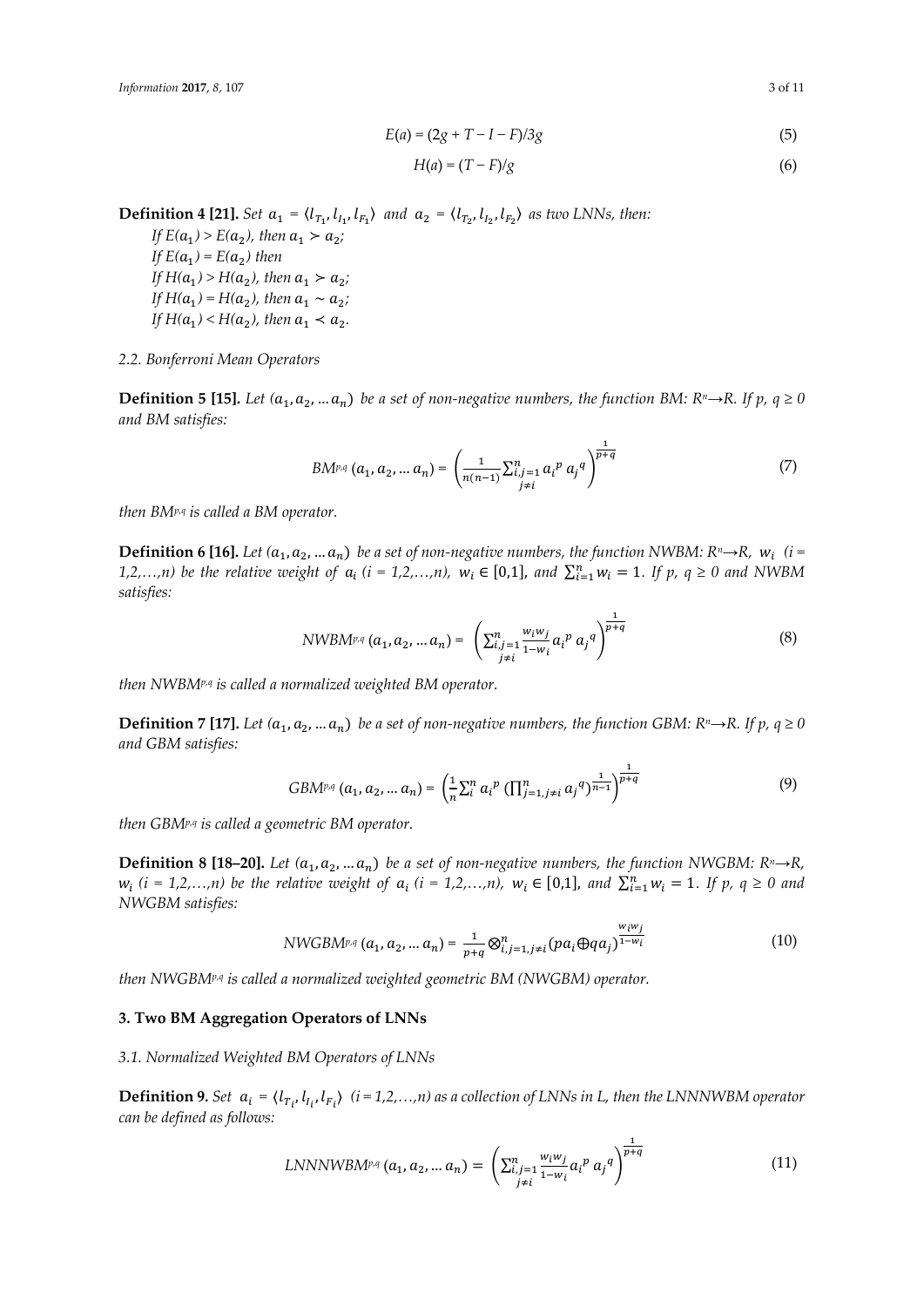$$E(a) = (2g + T - I - F)/3g \tag{5}$$

$$H(a) = (T - F)/g \tag{6}$$

**Definition 4 [21].** *Set* $a_1 = \langle l_{T_1}, l_{I_1}, l_{F_1} \rangle$ *and* $a_2 = \langle l_{T_2}, l_{I_2}, l_{F_2} \rangle$ *as two LNNs, then:*

*If* $E(a_1) > E(a_2)$, *then* $a_1 \succ a_2$;
*If* $E(a_1) = E(a_2)$ *then*
*If* $H(a_1) > H(a_2)$, *then* $a_1 \succ a_2$;
*If* $H(a_1) = H(a_2)$, *then* $a_1 \sim a_2$;
*If* $H(a_1) < H(a_2)$, *then* $a_1 \prec a_2$.

### *2.2. Bonferroni Mean Operators*

**Definition 5 [15].** *Let* $(a_1, a_2, \ldots a_n)$ *be a set of non-negative numbers, the function BM:* $R^n \rightarrow R$. *If* $p$, $q \geq 0$ *and BM satisfies:*

$$BM^{p,q}(a_1, a_2, \ldots a_n) = \left( \frac{1}{n(n-1)} \sum_{\substack{i,j=1 \\ j \neq i}}^{n} a_i^{\,p}\, a_j^{\,q} \right)^{\frac{1}{p+q}} \tag{7}$$

*then* $BM^{p,q}$ *is called a BM operator.*

**Definition 6 [16].** *Let* $(a_1, a_2, \ldots a_n)$ *be a set of non-negative numbers, the function NWBM:* $R^n \rightarrow R$, $w_i$ $(i = 1,2,\ldots,n)$ *be the relative weight of* $a_i$ $(i = 1,2,\ldots,n)$, $w_i \in [0,1]$, *and* $\sum_{i=1}^{n} w_i = 1$. *If* $p$, $q \geq 0$ *and NWBM satisfies:*

$$NWBM^{p,q}(a_1, a_2, \ldots a_n) = \left( \sum_{\substack{i,j=1 \\ j \neq i}}^{n} \frac{w_i w_j}{1 - w_i} a_i^{\,p}\, a_j^{\,q} \right)^{\frac{1}{p+q}} \tag{8}$$

*then* $NWBM^{p,q}$ *is called a normalized weighted BM operator.*

**Definition 7 [17].** *Let* $(a_1, a_2, \ldots a_n)$ *be a set of non-negative numbers, the function GBM:* $R^n \rightarrow R$. *If* $p$, $q \geq 0$ *and GBM satisfies:*

$$GBM^{p,q}(a_1, a_2, \ldots a_n) = \left( \frac{1}{n} \sum_{i}^{n} a_i^{\,p} \left( \prod_{j=1, j \neq i}^{n} a_j^{\,q} \right)^{\frac{1}{n-1}} \right)^{\frac{1}{p+q}} \tag{9}$$

*then* $GBM^{p,q}$ *is called a geometric BM operator.*

**Definition 8 [18–20].** *Let* $(a_1, a_2, \ldots a_n)$ *be a set of non-negative numbers, the function NWGBM:* $R^n \rightarrow R$, $w_i$ $(i = 1,2,\ldots,n)$ *be the relative weight of* $a_i$ $(i = 1,2,\ldots,n)$, $w_i \in [0,1]$, *and* $\sum_{i=1}^{n} w_i = 1$. *If* $p$, $q \geq 0$ *and NWGBM satisfies:*

$$NWGBM^{p,q}(a_1, a_2, \ldots a_n) = \frac{1}{p+q} \otimes_{i,j=1, j \neq i}^{n} (pa_i \oplus qa_j)^{\frac{w_i w_j}{1 - w_i}} \tag{10}$$

*then* $NWGBM^{p,q}$ *is called a normalized weighted geometric BM (NWGBM) operator.*

## 3. Two BM Aggregation Operators of LNNs

### *3.1. Normalized Weighted BM Operators of LNNs*

**Definition 9.** *Set* $a_i = \langle l_{T_i}, l_{I_i}, l_{F_i} \rangle$ $(i = 1,2,\ldots,n)$ *as a collection of LNNs in L, then the LNNNWBM operator can be defined as follows:*

$$LNNNWBM^{p,q}(a_1, a_2, \ldots a_n) = \left( \sum_{\substack{i,j=1 \\ j \neq i}}^{n} \frac{w_i w_j}{1 - w_i} a_i^{\,p}\, a_j^{\,q} \right)^{\frac{1}{p+q}} \tag{11}$$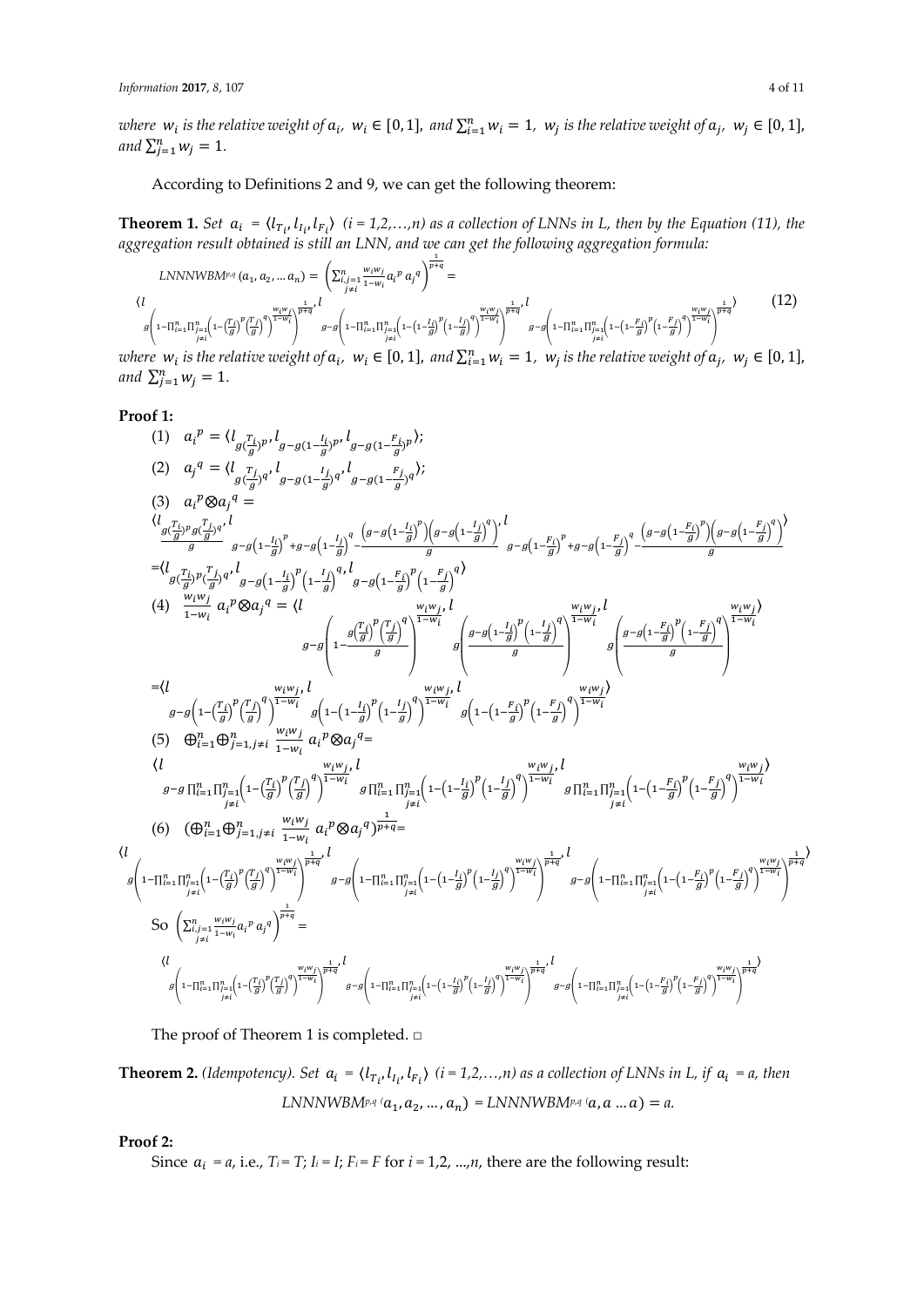where $w_i$ is the relative weight of $a_i$, $w_i \in [0,1]$, and $\sum_{i=1}^{n} w_i = 1$, $w_j$ is the relative weight of $a_j$, $w_j \in [0,1]$, and $\sum_{j=1}^{n} w_j = 1$.

According to Definitions 2 and 9, we can get the following theorem:

**Theorem 1.** *Set $a_i = \langle l_{T_i}, l_{I_i}, l_{F_i} \rangle$ (i = 1,2,…,n) as a collection of LNNs in L, then by the Equation (11), the aggregation result obtained is still an LNN, and we can get the following aggregation formula:*

$$LNNNWBM^{p,q}(a_1, a_2, \ldots a_n) = \left( \sum_{\substack{i,j=1 \\ j \neq i}}^{n} \frac{w_i w_j}{1-w_i} a_i^p a_j^q \right)^{\frac{1}{p+q}} = \langle l_{g\left(1-\prod_{i=1}^{n}\prod_{\substack{j=1 \\ j\neq i}}^{n}\left(1-\left(\frac{T_i}{g}\right)^p\left(\frac{T_j}{g}\right)^q\right)^{\frac{w_i w_j}{1-w_i}}\right)^{\frac{1}{p+q}}}, l_{g-g\left(1-\prod_{i=1}^{n}\prod_{\substack{j=1 \\ j\neq i}}^{n}\left(1-\left(1-\frac{I_i}{g}\right)^p\left(1-\frac{I_j}{g}\right)^q\right)^{\frac{w_i w_j}{1-w_i}}\right)^{\frac{1}{p+q}}}, l_{g-g\left(1-\prod_{i=1}^{n}\prod_{\substack{j=1 \\ j\neq i}}^{n}\left(1-\left(1-\frac{F_i}{g}\right)^p\left(1-\frac{F_j}{g}\right)^q\right)^{\frac{w_i w_j}{1-w_i}}\right)^{\frac{1}{p+q}}} \rangle \tag{12}$$

*where $w_i$ is the relative weight of $a_i$, $w_i \in [0,1]$, and $\sum_{i=1}^{n} w_i = 1$, $w_j$ is the relative weight of $a_j$, $w_j \in [0,1]$, and $\sum_{j=1}^{n} w_j = 1$.*

**Proof 1:**

(1) $a_i^p = \langle l_{g(\frac{T_i}{g})^p}, l_{g-g(1-\frac{I_i}{g})^p}, l_{g-g(1-\frac{F_i}{g})^p} \rangle$;

(2) $a_j^q = \langle l_{g(\frac{T_j}{g})^q}, l_{g-g(1-\frac{I_j}{g})^q}, l_{g-g(1-\frac{F_j}{g})^q} \rangle$;

(3) $a_i^p \otimes a_j^q =$

$$\langle l_{\frac{g(\frac{T_i}{g})^p g(\frac{T_j}{g})^q}{g}}, l_{g-g\left(1-\frac{I_i}{g}\right)^p + g-g\left(1-\frac{I_j}{g}\right)^q - \frac{\left(g-g\left(1-\frac{I_i}{g}\right)^p\right)\left(g-g\left(1-\frac{I_j}{g}\right)^q\right)}{g}}, l_{g-g\left(1-\frac{F_i}{g}\right)^p + g-g\left(1-\frac{F_j}{g}\right)^q - \frac{\left(g-g\left(1-\frac{F_i}{g}\right)^p\right)\left(g-g\left(1-\frac{F_j}{g}\right)^q\right)}{g}} \rangle$$

$$= \langle l_{g(\frac{T_i}{g})^p(\frac{T_j}{g})^q}, l_{g-g\left(1-\frac{I_i}{g}\right)^p\left(1-\frac{I_j}{g}\right)^q}, l_{g-g\left(1-\frac{F_i}{g}\right)^p\left(1-\frac{F_j}{g}\right)^q} \rangle$$

(4) $\frac{w_i w_j}{1-w_i} a_i^p \otimes a_j^q = \langle l_{g-g\left(1-\frac{g\left(\frac{T_i}{g}\right)^p\left(\frac{T_j}{g}\right)^q}{g}\right)^{\frac{w_i w_j}{1-w_i}}}, l_{g\left(\frac{g-g\left(1-\frac{I_i}{g}\right)^p\left(1-\frac{I_j}{g}\right)^q}{g}\right)^{\frac{w_i w_j}{1-w_i}}}, l_{g\left(\frac{g-g\left(1-\frac{F_i}{g}\right)^p\left(1-\frac{F_j}{g}\right)^q}{g}\right)^{\frac{w_i w_j}{1-w_i}}} \rangle$

$$= \langle l_{g-g\left(1-\left(\frac{T_i}{g}\right)^p\left(\frac{T_j}{g}\right)^q\right)^{\frac{w_i w_j}{1-w_i}}}, l_{g\left(1-\left(1-\frac{I_i}{g}\right)^p\left(1-\frac{I_j}{g}\right)^q\right)^{\frac{w_i w_j}{1-w_i}}}, l_{g\left(1-\left(1-\frac{F_i}{g}\right)^p\left(1-\frac{F_j}{g}\right)^q\right)^{\frac{w_i w_j}{1-w_i}}} \rangle$$

(5) $\oplus_{i=1}^{n}\oplus_{j=1, j\neq i}^{n} \frac{w_i w_j}{1-w_i} a_i^p \otimes a_j^q =$

$$\langle l_{g-g\prod_{i=1}^{n}\prod_{\substack{j=1 \\ j\neq i}}^{n}\left(1-\left(\frac{T_i}{g}\right)^p\left(\frac{T_j}{g}\right)^q\right)^{\frac{w_i w_j}{1-w_i}}}, l_{g\prod_{i=1}^{n}\prod_{\substack{j=1 \\ j\neq i}}^{n}\left(1-\left(1-\frac{I_i}{g}\right)^p\left(1-\frac{I_j}{g}\right)^q\right)^{\frac{w_i w_j}{1-w_i}}}, l_{g\prod_{i=1}^{n}\prod_{\substack{j=1 \\ j\neq i}}^{n}\left(1-\left(1-\frac{F_i}{g}\right)^p\left(1-\frac{F_j}{g}\right)^q\right)^{\frac{w_i w_j}{1-w_i}}} \rangle$$

(6) $(\oplus_{i=1}^{n}\oplus_{j=1, j\neq i}^{n} \frac{w_i w_j}{1-w_i} a_i^p \otimes a_j^q)^{\frac{1}{p+q}} =$

$$\langle l_{g\left(1-\prod_{i=1}^{n}\prod_{\substack{j=1 \\ j\neq i}}^{n}\left(1-\left(\frac{T_i}{g}\right)^p\left(\frac{T_j}{g}\right)^q\right)^{\frac{w_i w_j}{1-w_i}}\right)^{\frac{1}{p+q}}}, l_{g-g\left(1-\prod_{i=1}^{n}\prod_{\substack{j=1 \\ j\neq i}}^{n}\left(1-\left(1-\frac{I_i}{g}\right)^p\left(1-\frac{I_j}{g}\right)^q\right)^{\frac{w_i w_j}{1-w_i}}\right)^{\frac{1}{p+q}}}, l_{g-g\left(1-\prod_{i=1}^{n}\prod_{\substack{j=1 \\ j\neq i}}^{n}\left(1-\left(1-\frac{F_i}{g}\right)^p\left(1-\frac{F_j}{g}\right)^q\right)^{\frac{w_i w_j}{1-w_i}}\right)^{\frac{1}{p+q}}} \rangle$$

So $\left( \sum_{\substack{i,j=1 \\ j \neq i}}^{n} \frac{w_i w_j}{1-w_i} a_i^p a_j^q \right)^{\frac{1}{p+q}} =$

$$\langle l_{g\left(1-\prod_{i=1}^{n}\prod_{\substack{j=1 \\ j\neq i}}^{n}\left(1-\left(\frac{T_i}{g}\right)^p\left(\frac{T_j}{g}\right)^q\right)^{\frac{w_i w_j}{1-w_i}}\right)^{\frac{1}{p+q}}}, l_{g-g\left(1-\prod_{i=1}^{n}\prod_{\substack{j=1 \\ j\neq i}}^{n}\left(1-\left(1-\frac{I_i}{g}\right)^p\left(1-\frac{I_j}{g}\right)^q\right)^{\frac{w_i w_j}{1-w_i}}\right)^{\frac{1}{p+q}}}, l_{g-g\left(1-\prod_{i=1}^{n}\prod_{\substack{j=1 \\ j\neq i}}^{n}\left(1-\left(1-\frac{F_i}{g}\right)^p\left(1-\frac{F_j}{g}\right)^q\right)^{\frac{w_i w_j}{1-w_i}}\right)^{\frac{1}{p+q}}} \rangle$$

The proof of Theorem 1 is completed. □

**Theorem 2.** *(Idempotency). Set $a_i = \langle l_{T_i}, l_{I_i}, l_{F_i} \rangle$ (i = 1,2,…,n) as a collection of LNNs in L, if $a_i = a$, then*

$$LNNNWBM^{p,q}(a_1, a_2, \ldots, a_n) = LNNNWBM^{p,q}(a, a \ldots a) = a.$$

**Proof 2:**

Since $a_i = a$, i.e., $T_i = T$; $I_i = I$; $F_i = F$ for $i = 1,2, \ldots, n$, there are the following result: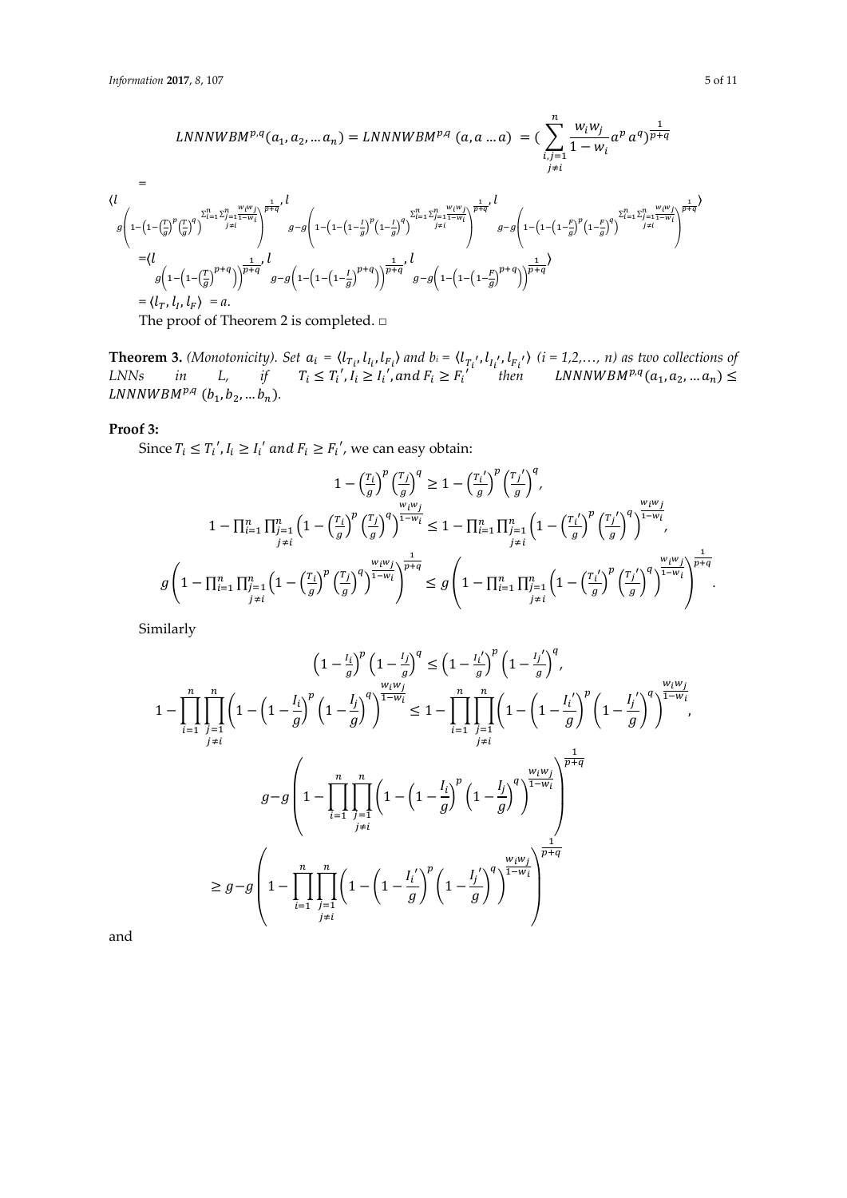$$LNNNWBM^{p,q}(a_1, a_2, \dots a_n) = LNNNWBM^{p,q}\ (a, a \dots a)\ = (\sum_{\substack{i,j=1 \\ j \neq i}}^{n} \frac{w_i w_j}{1 - w_i} a^p\, a^q)^{\frac{1}{p+q}}$$

$$=$$

$$\langle l_{g\left(1-\left(1-\left(\frac{T}{g}\right)^p\left(\frac{T}{g}\right)^q\right)^{\sum_{i=1}^{n}\sum_{j=1, j\neq i}^{n}\frac{w_iw_j}{1-w_i}}\right)^{\frac{1}{p+q}}}, l_{g-g\left(1-\left(1-\left(1-\frac{I}{g}\right)^p\left(1-\frac{I}{g}\right)^q\right)^{\sum_{i=1}^{n}\sum_{j=1, j\neq i}^{n}\frac{w_iw_j}{1-w_i}}\right)^{\frac{1}{p+q}}}, l_{g-g\left(1-\left(1-\left(1-\frac{F}{g}\right)^p\left(1-\frac{F}{g}\right)^q\right)^{\sum_{i=1}^{n}\sum_{j=1, j\neq i}^{n}\frac{w_iw_j}{1-w_i}}\right)^{\frac{1}{p+q}}} \rangle$$

$$= \langle l_{g\left(1-\left(1-\left(\frac{T}{g}\right)^{p+q}\right)\right)^{\frac{1}{p+q}}}, l_{g-g\left(1-\left(1-\left(1-\frac{I}{g}\right)^{p+q}\right)\right)^{\frac{1}{p+q}}}, l_{g-g\left(1-\left(1-\left(1-\frac{F}{g}\right)^{p+q}\right)\right)^{\frac{1}{p+q}}} \rangle$$

$$= \langle l_T, l_I, l_F \rangle\ = a.$$

The proof of Theorem 2 is completed. □

**Theorem 3.** *(Monotonicity). Set* $a_i = \langle l_{T_i}, l_{I_i}, l_{F_i} \rangle$ *and* $b_i = \langle l_{T_i{}'}, l_{I_i{}'}, l_{F_i{}'} \rangle$ *(i = 1,2,…, n) as two collections of LNNs in L, if* $T_i \leq T_i{}', I_i \geq I_i{}', and\ F_i \geq F_i{}'$ *then* $LNNNWBM^{p,q}(a_1, a_2, \dots a_n) \leq LNNNWBM^{p,q}\ (b_1, b_2, \dots b_n)$.

**Proof 3:**

Since $T_i \leq T_i{}', I_i \geq I_i{}'\ and\ F_i \geq F_i{}'$, we can easy obtain:

$$1 - \left(\frac{T_i}{g}\right)^p \left(\frac{T_j}{g}\right)^q \geq 1 - \left(\frac{T_i{}'}{g}\right)^p \left(\frac{T_j{}'}{g}\right)^q,$$

$$1 - \prod_{i=1}^{n}\prod_{\substack{j=1 \\ j\neq i}}^{n}\left(1 - \left(\frac{T_i}{g}\right)^p \left(\frac{T_j}{g}\right)^q\right)^{\frac{w_iw_j}{1-w_i}} \leq 1 - \prod_{i=1}^{n}\prod_{\substack{j=1 \\ j\neq i}}^{n}\left(1 - \left(\frac{T_i{}'}{g}\right)^p \left(\frac{T_j{}'}{g}\right)^q\right)^{\frac{w_iw_j}{1-w_i}},$$

$$g\left(1 - \prod_{i=1}^{n}\prod_{\substack{j=1 \\ j\neq i}}^{n}\left(1 - \left(\frac{T_i}{g}\right)^p \left(\frac{T_j}{g}\right)^q\right)^{\frac{w_iw_j}{1-w_i}}\right)^{\frac{1}{p+q}} \leq g\left(1 - \prod_{i=1}^{n}\prod_{\substack{j=1 \\ j\neq i}}^{n}\left(1 - \left(\frac{T_i{}'}{g}\right)^p \left(\frac{T_j{}'}{g}\right)^q\right)^{\frac{w_iw_j}{1-w_i}}\right)^{\frac{1}{p+q}}.$$

Similarly

$$\left(1 - \frac{I_i}{g}\right)^p \left(1 - \frac{I_j}{g}\right)^q \leq \left(1 - \frac{I_i{}'}{g}\right)^p \left(1 - \frac{I_j{}'}{g}\right)^q,$$

$$1 - \prod_{i=1}^{n}\prod_{\substack{j=1 \\ j\neq i}}^{n}\left(1 - \left(1 - \frac{I_i}{g}\right)^p \left(1 - \frac{I_j}{g}\right)^q\right)^{\frac{w_iw_j}{1-w_i}} \leq 1 - \prod_{i=1}^{n}\prod_{\substack{j=1 \\ j\neq i}}^{n}\left(1 - \left(1 - \frac{I_i{}'}{g}\right)^p \left(1 - \frac{I_j{}'}{g}\right)^q\right)^{\frac{w_iw_j}{1-w_i}},$$

$$g - g\left(1 - \prod_{i=1}^{n}\prod_{\substack{j=1 \\ j\neq i}}^{n}\left(1 - \left(1 - \frac{I_i}{g}\right)^p \left(1 - \frac{I_j}{g}\right)^q\right)^{\frac{w_iw_j}{1-w_i}}\right)^{\frac{1}{p+q}}$$

$$\geq g - g\left(1 - \prod_{i=1}^{n}\prod_{\substack{j=1 \\ j\neq i}}^{n}\left(1 - \left(1 - \frac{I_i{}'}{g}\right)^p \left(1 - \frac{I_j{}'}{g}\right)^q\right)^{\frac{w_iw_j}{1-w_i}}\right)^{\frac{1}{p+q}}$$

and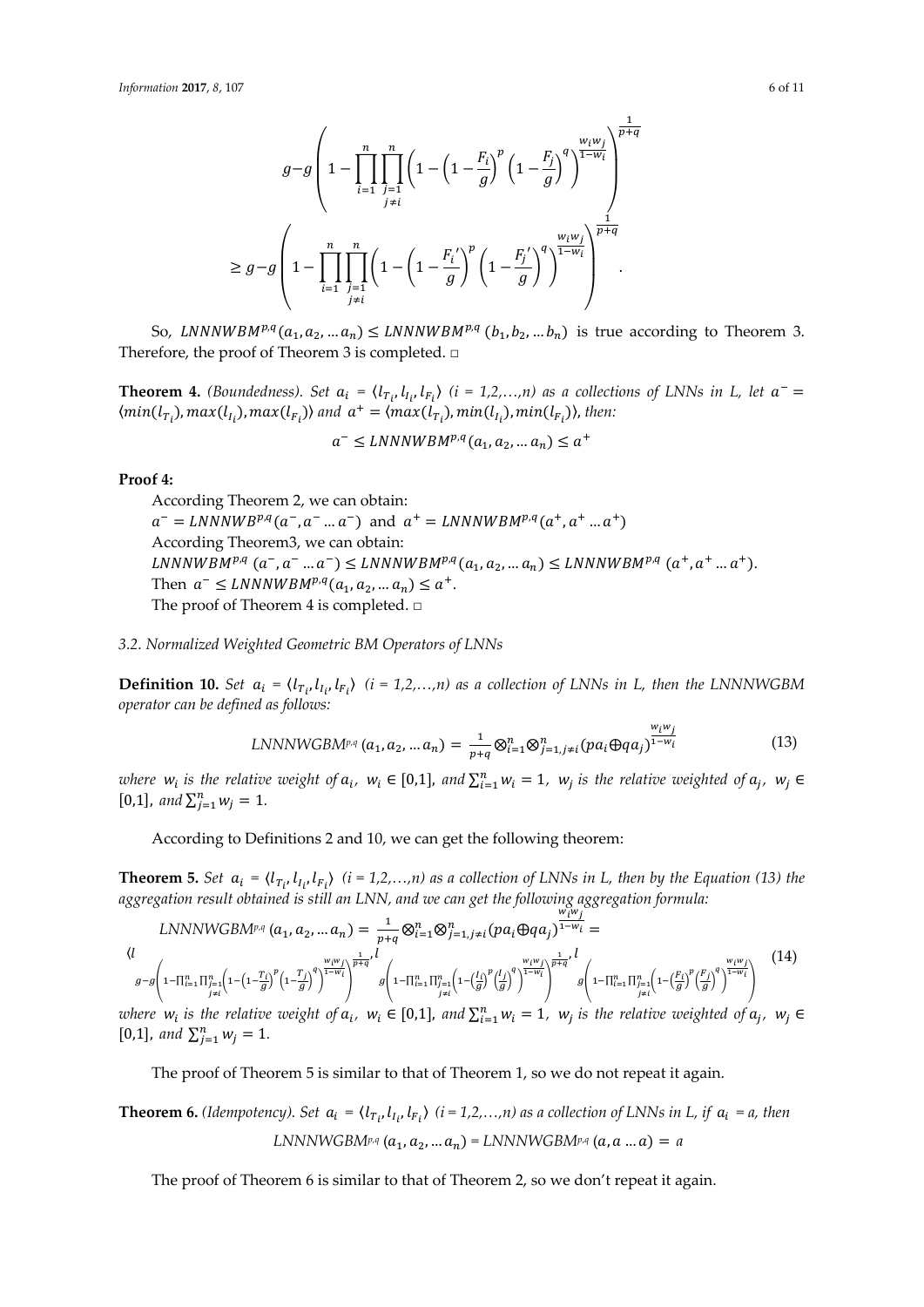$$g-g\left(1-\prod_{i=1}^{n}\prod_{\substack{j=1\\j\neq i}}^{n}\left(1-\left(1-\frac{F_i}{g}\right)^p\left(1-\frac{F_j}{g}\right)^q\right)^{\frac{w_iw_j}{1-w_i}}\right)^{\frac{1}{p+q}}$$

$$\geq g-g\left(1-\prod_{i=1}^{n}\prod_{\substack{j=1\\j\neq i}}^{n}\left(1-\left(1-\frac{F_i{}'}{g}\right)^p\left(1-\frac{F_j{}'}{g}\right)^q\right)^{\frac{w_iw_j}{1-w_i}}\right)^{\frac{1}{p+q}}.$$

So, $LNNNWBM^{p,q}(a_1,a_2,\ldots a_n)\leq LNNNWBM^{p,q}(b_1,b_2,\ldots b_n)$ is true according to Theorem 3. Therefore, the proof of Theorem 3 is completed. □

**Theorem 4.** *(Boundedness). Set* $a_i=\langle l_{T_i},l_{I_i},l_{F_i}\rangle$ *(i = 1,2,…,n) as a collections of LNNs in L, let* $a^-=\langle min(l_{T_i}),max(l_{I_i}),max(l_{F_i})\rangle$ *and* $a^+=\langle max(l_{T_i}),min(l_{I_i}),min(l_{F_i})\rangle$*, then:*

$$a^-\leq LNNNWBM^{p,q}(a_1,a_2,\ldots a_n)\leq a^+$$

**Proof 4:**

According Theorem 2, we can obtain:
$a^-=LNNNWB^{p,q}(a^-,a^-\ldots a^-)$ and $a^+=LNNNWBM^{p,q}(a^+,a^+\ldots a^+)$
According Theorem3, we can obtain:
$LNNNWBM^{p,q}(a^-,a^-\ldots a^-)\leq LNNNWBM^{p,q}(a_1,a_2,\ldots a_n)\leq LNNNWBM^{p,q}(a^+,a^+\ldots a^+)$.
Then $a^-\leq LNNNWBM^{p,q}(a_1,a_2,\ldots a_n)\leq a^+$.
The proof of Theorem 4 is completed. □

*3.2. Normalized Weighted Geometric BM Operators of LNNs*

**Definition 10.** *Set* $a_i=\langle l_{T_i},l_{I_i},l_{F_i}\rangle$ *(i = 1,2,…,n) as a collection of LNNs in L, then the LNNNWGBM operator can be defined as follows:*

$$LNNNWGBM^{p,q}(a_1,a_2,\ldots a_n)=\frac{1}{p+q}\otimes_{i=1}^{n}\otimes_{j=1,j\neq i}^{n}(pa_i\oplus qa_j)^{\frac{w_iw_j}{1-w_i}}\tag{13}$$

*where* $w_i$ *is the relative weight of* $a_i$*,* $w_i\in[0,1]$*, and* $\sum_{i=1}^{n}w_i=1$*,* $w_j$ *is the relative weighted of* $a_j$*,* $w_j\in[0,1]$*, and* $\sum_{j=1}^{n}w_j=1$*.*

According to Definitions 2 and 10, we can get the following theorem:

**Theorem 5.** *Set* $a_i=\langle l_{T_i},l_{I_i},l_{F_i}\rangle$ *(i = 1,2,…,n) as a collection of LNNs in L, then by the Equation (13) the aggregation result obtained is still an LNN, and we can get the following aggregation formula:*

$$\begin{aligned}&LNNNWGBM^{p,q}(a_1,a_2,\ldots a_n)=\frac{1}{p+q}\otimes_{i=1}^{n}\otimes_{j=1,j\neq i}^{n}(pa_i\oplus qa_j)^{\frac{w_iw_j}{1-w_i}}=\\&\left\langle l_{g-g\left(1-\prod_{i=1}^{n}\prod_{\substack{j=1\\j\neq i}}^{n}\left(1-\left(1-\frac{T_i}{g}\right)^p\left(1-\frac{T_j}{g}\right)^q\right)^{\frac{w_iw_j}{1-w_i}}\right)^{\frac{1}{p+q}}},l_{g\left(1-\prod_{i=1}^{n}\prod_{\substack{j=1\\j\neq i}}^{n}\left(1-\left(\frac{I_i}{g}\right)^p\left(\frac{I_j}{g}\right)^q\right)^{\frac{w_iw_j}{1-w_i}}\right)^{\frac{1}{p+q}}},l_{g\left(1-\prod_{i=1}^{n}\prod_{\substack{j=1\\j\neq i}}^{n}\left(1-\left(\frac{F_i}{g}\right)^p\left(\frac{F_j}{g}\right)^q\right)^{\frac{w_iw_j}{1-w_i}}\right)^{\frac{1}{p+q}}}\right\rangle\end{aligned}\tag{14}$$

*where* $w_i$ *is the relative weight of* $a_i$*,* $w_i\in[0,1]$*, and* $\sum_{i=1}^{n}w_i=1$*,* $w_j$ *is the relative weighted of* $a_j$*,* $w_j\in[0,1]$*, and* $\sum_{j=1}^{n}w_j=1$*.*

The proof of Theorem 5 is similar to that of Theorem 1, so we do not repeat it again.

**Theorem 6.** *(Idempotency). Set* $a_i=\langle l_{T_i},l_{I_i},l_{F_i}\rangle$ *(i = 1,2,…,n) as a collection of LNNs in L, if* $a_i=a$*, then*

$$LNNNWGBM^{p,q}(a_1,a_2,\ldots a_n)=LNNNWGBM^{p,q}(a,a\ldots a)=a$$

The proof of Theorem 6 is similar to that of Theorem 2, so we don't repeat it again.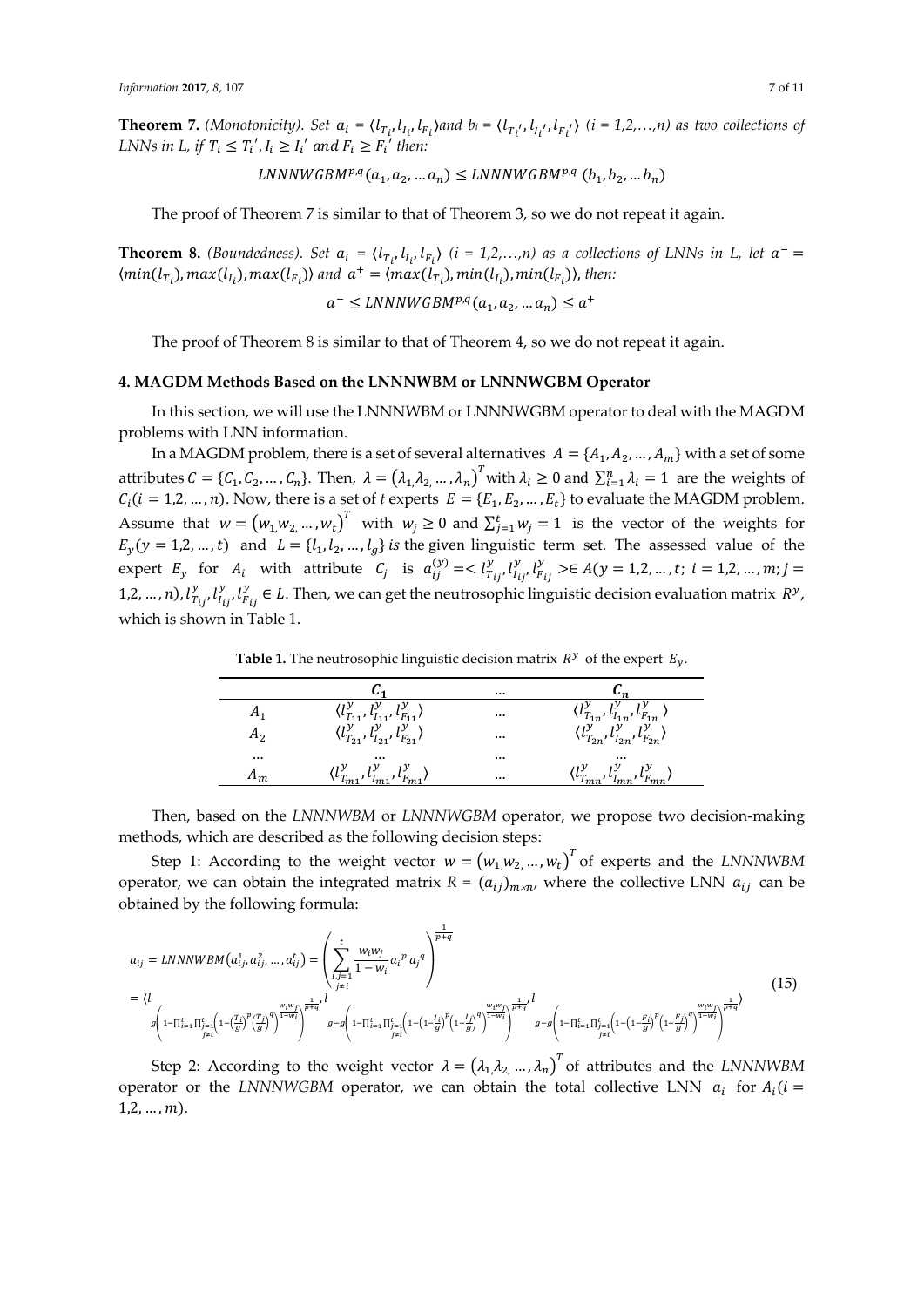**Theorem 7.** *(Monotonicity). Set* $a_i = \langle l_{T_i}, l_{I_i}, l_{F_i}\rangle$ *and* $b_i = \langle l_{T_i'}, l_{I_i'}, l_{F_i'}\rangle$ *(i = 1,2,…,n) as two collections of LNNs in L, if* $T_i \le T_i'$, $I_i \ge I_i'$ *and* $F_i \ge F_i'$ *then:*

$$LNNNWGBM^{p,q}(a_1, a_2, \dots a_n) \le LNNNWGBM^{p,q}(b_1, b_2, \dots b_n)$$

The proof of Theorem 7 is similar to that of Theorem 3, so we do not repeat it again.

**Theorem 8.** *(Boundedness). Set* $a_i = \langle l_{T_i}, l_{I_i}, l_{F_i}\rangle$ *(i = 1,2,…,n) as a collections of LNNs in L, let* $a^- = \langle min(l_{T_i}), max(l_{I_i}), max(l_{F_i})\rangle$ *and* $a^+ = \langle max(l_{T_i}), min(l_{I_i}), min(l_{F_i})\rangle$, *then:*

$$a^- \le LNNNWGBM^{p,q}(a_1, a_2, \dots a_n) \le a^+$$

The proof of Theorem 8 is similar to that of Theorem 4, so we do not repeat it again.

## 4. MAGDM Methods Based on the LNNNWBM or LNNNWGBM Operator

In this section, we will use the LNNNWBM or LNNNWGBM operator to deal with the MAGDM problems with LNN information.

In a MAGDM problem, there is a set of several alternatives $A = \{A_1, A_2, \dots, A_m\}$ with a set of some attributes $C = \{C_1, C_2, \dots, C_n\}$. Then, $\lambda = (\lambda_1, \lambda_2, \dots, \lambda_n)^T$ with $\lambda_i \ge 0$ and $\sum_{i=1}^n \lambda_i = 1$ are the weights of $C_i (i = 1,2,\dots,n)$. Now, there is a set of *t* experts $E = \{E_1, E_2, \dots, E_t\}$ to evaluate the MAGDM problem. Assume that $w = (w_1, w_2, \dots, w_t)^T$ with $w_j \ge 0$ and $\sum_{j=1}^t w_j = 1$ is the vector of the weights for $E_y (y = 1,2,\dots,t)$ and $L = \{l_1, l_2, \dots, l_g\}$ *is* the given linguistic term set. The assessed value of the expert $E_y$ for $A_i$ with attribute $C_j$ is $a_{ij}^{(y)} = < l_{T_{ij}}^y, l_{I_{ij}}^y, l_{F_{ij}}^y > \in A (y = 1,2,\dots,t;\ i = 1,2,\dots,m; j = 1,2,\dots,n)$, $l_{T_{ij}}^y, l_{I_{ij}}^y, l_{F_{ij}}^y \in L$. Then, we can get the neutrosophic linguistic decision evaluation matrix $R^y$, which is shown in Table 1.

**Table 1.** The neutrosophic linguistic decision matrix $R^y$ of the expert $E_y$.

| | $C_1$ | … | $C_n$ |
|---|---|---|---|
| $A_1$ | $\langle l_{T_{11}}^y, l_{I_{11}}^y, l_{F_{11}}^y\rangle$ | … | $\langle l_{T_{1n}}^y, l_{I_{1n}}^y, l_{F_{1n}}^y\rangle$ |
| $A_2$ | $\langle l_{T_{21}}^y, l_{I_{21}}^y, l_{F_{21}}^y\rangle$ | … | $\langle l_{T_{2n}}^y, l_{I_{2n}}^y, l_{F_{2n}}^y\rangle$ |
| … | … | … | … |
| $A_m$ | $\langle l_{T_{m1}}^y, l_{I_{m1}}^y, l_{F_{m1}}^y\rangle$ | … | $\langle l_{T_{mn}}^y, l_{I_{mn}}^y, l_{F_{mn}}^y\rangle$ |

Then, based on the *LNNNWBM* or *LNNNWGBM* operator, we propose two decision-making methods, which are described as the following decision steps:

Step 1: According to the weight vector $w = (w_1, w_2, \dots, w_t)^T$ of experts and the *LNNNWBM* operator, we can obtain the integrated matrix $R = (a_{ij})_{m\times n}$, where the collective LNN $a_{ij}$ can be obtained by the following formula:

$$\begin{aligned}
a_{ij} &= LNNNWBM(a_{ij}^1, a_{ij}^2, \dots, a_{ij}^t) = \left(\sum_{\substack{i,j=1 \\ j\ne i}}^{t} \frac{w_i w_j}{1-w_i} a_i^{\,p} a_j^{\,q}\right)^{\frac{1}{p+q}} \\
&= \langle l_{g\left(1-\prod_{i=1}^t \prod_{\substack{j=1\\ j\ne i}}^t \left(1-\left(\frac{T_i}{g}\right)^p\left(\frac{T_j}{g}\right)^q\right)^{\frac{w_i w_j}{1-w_i}}\right)^{\frac{1}{p+q}}}, l_{g-g\left(1-\prod_{i=1}^t \prod_{\substack{j=1\\ j\ne i}}^t \left(1-\left(1-\frac{I_i}{g}\right)^p\left(1-\frac{I_j}{g}\right)^q\right)^{\frac{w_i w_j}{1-w_i}}\right)^{\frac{1}{p+q}}}, l_{g-g\left(1-\prod_{i=1}^t \prod_{\substack{j=1\\ j\ne i}}^t \left(1-\left(1-\frac{F_i}{g}\right)^p\left(1-\frac{F_j}{g}\right)^q\right)^{\frac{w_i w_j}{1-w_i}}\right)^{\frac{1}{p+q}}}\rangle
\end{aligned} \tag{15}$$

Step 2: According to the weight vector $\lambda = (\lambda_1, \lambda_2, \dots, \lambda_n)^T$ of attributes and the *LNNNWBM* operator or the *LNNNWGBM* operator, we can obtain the total collective LNN $a_i$ for $A_i (i = 1,2,\dots,m)$.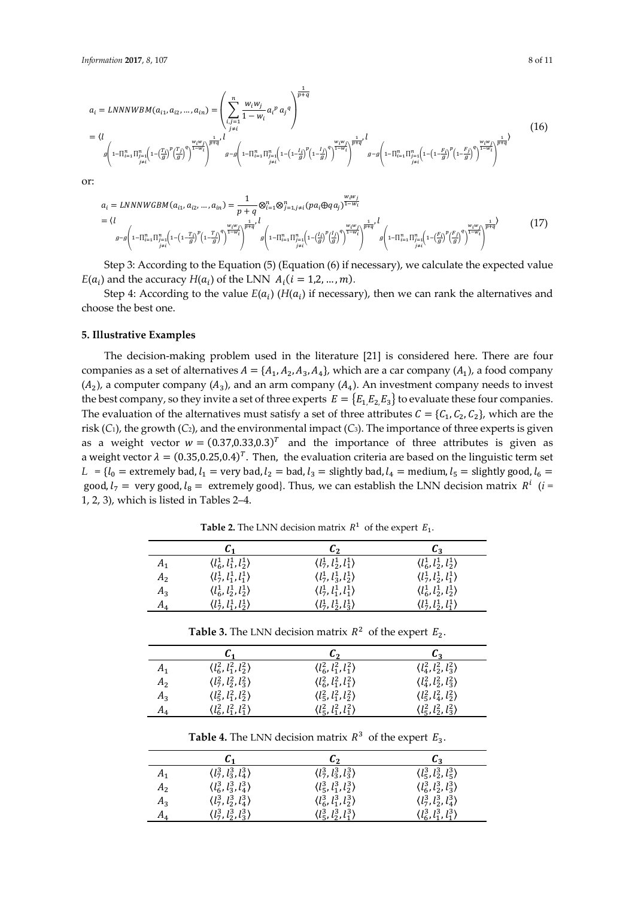$$a_i = LNNNWBM(a_{i1}, a_{i2}, \ldots, a_{in}) = \left( \sum_{\substack{i,j=1 \\ j \neq i}}^{n} \frac{w_i w_j}{1-w_i} a_i^{\,p} a_j^{\,q} \right)^{\frac{1}{p+q}}$$
$$= \langle l_{g\left(1-\prod_{i=1}^{n}\prod_{\substack{j=1 \\ j\neq i}}^{n}\left(1-\left(\frac{T_i}{g}\right)^p\left(\frac{T_j}{g}\right)^q\right)^{\frac{w_iw_j}{1-w_i}}\right)^{\frac{1}{p+q}}}, l_{g-g\left(1-\prod_{i=1}^{n}\prod_{\substack{j=1 \\ j\neq i}}^{n}\left(1-\left(1-\frac{I_i}{g}\right)^p\left(1-\frac{I_j}{g}\right)^q\right)^{\frac{w_iw_j}{1-w_i}}\right)^{\frac{1}{p+q}}}, l_{g-g\left(1-\prod_{i=1}^{n}\prod_{\substack{j=1 \\ j\neq i}}^{n}\left(1-\left(1-\frac{F_i}{g}\right)^p\left(1-\frac{F_j}{g}\right)^q\right)^{\frac{w_iw_j}{1-w_i}}\right)^{\frac{1}{p+q}}} \rangle \tag{16}$$

or:

$$a_i = LNNNWGBM(a_{i1}, a_{i2}, \ldots, a_{in}) = \frac{1}{p+q} \otimes_{i=1}^{n} \otimes_{j=1, j\neq i}^{n} (pa_i \oplus q a_j)^{\frac{w_iw_j}{1-w_i}}$$
$$= \langle l_{g-g\left(1-\prod_{i=1}^{n}\prod_{\substack{j=1 \\ j\neq i}}^{n}\left(1-\left(1-\frac{T_i}{g}\right)^p\left(1-\frac{T_j}{g}\right)^q\right)^{\frac{w_iw_j}{1-w_i}}\right)^{\frac{1}{p+q}}}, l_{g\left(1-\prod_{i=1}^{n}\prod_{\substack{j=1 \\ j\neq i}}^{n}\left(1-\left(\frac{I_i}{g}\right)^p\left(\frac{I_j}{g}\right)^q\right)^{\frac{w_iw_j}{1-w_i}}\right)^{\frac{1}{p+q}}}, l_{g\left(1-\prod_{i=1}^{n}\prod_{\substack{j=1 \\ j\neq i}}^{n}\left(1-\left(\frac{F_i}{g}\right)^p\left(\frac{F_j}{g}\right)^q\right)^{\frac{w_iw_j}{1-w_i}}\right)^{\frac{1}{p+q}}} \rangle \tag{17}$$

Step 3: According to the Equation (5) (Equation (6) if necessary), we calculate the expected value $E(a_i)$ and the accuracy $H(a_i)$ of the LNN $A_i (i = 1, 2, \ldots, m)$.

Step 4: According to the value $E(a_i)$ ($H(a_i)$ if necessary), then we can rank the alternatives and choose the best one.

## 5. Illustrative Examples

The decision-making problem used in the literature [21] is considered here. There are four companies as a set of alternatives $A = \{A_1, A_2, A_3, A_4\}$, which are a car company ($A_1$), a food company ($A_2$), a computer company ($A_3$), and an arm company ($A_4$). An investment company needs to invest the best company, so they invite a set of three experts $E = \{E_1, E_2, E_3\}$ to evaluate these four companies. The evaluation of the alternatives must satisfy a set of three attributes $C = \{C_1, C_2, C_2\}$, which are the risk ($C_1$), the growth ($C_2$), and the environmental impact ($C_3$). The importance of three experts is given as a weight vector $w = (0.37, 0.33, 0.3)^T$ and the importance of three attributes is given as a weight vector $\lambda = (0.35, 0.25, 0.4)^T$. Then, the evaluation criteria are based on the linguistic term set $L = \{l_0 = \text{extremely bad}, l_1 = \text{very bad}, l_2 = \text{bad}, l_3 = \text{slightly bad}, l_4 = \text{medium}, l_5 = \text{slightly good}, l_6 = \text{good}, l_7 = \text{very good}, l_8 = \text{extremely good}\}$. Thus, we can establish the LNN decision matrix $R^i$ ($i$ = 1, 2, 3), which is listed in Tables 2–4.

**Table 2.** The LNN decision matrix $R^1$ of the expert $E_1$.

| | $C_1$ | $C_2$ | $C_3$ |
|---|---|---|---|
| $A_1$ | $\langle l_6^1, l_1^1, l_2^1 \rangle$ | $\langle l_7^1, l_2^1, l_1^1 \rangle$ | $\langle l_6^1, l_2^1, l_2^1 \rangle$ |
| $A_2$ | $\langle l_7^1, l_1^1, l_1^1 \rangle$ | $\langle l_7^1, l_3^1, l_2^1 \rangle$ | $\langle l_7^1, l_2^1, l_1^1 \rangle$ |
| $A_3$ | $\langle l_6^1, l_2^1, l_2^1 \rangle$ | $\langle l_7^1, l_1^1, l_1^1 \rangle$ | $\langle l_6^1, l_2^1, l_2^1 \rangle$ |
| $A_4$ | $\langle l_7^1, l_1^1, l_2^1 \rangle$ | $\langle l_7^1, l_2^1, l_3^1 \rangle$ | $\langle l_7^1, l_2^1, l_1^1 \rangle$ |

**Table 3.** The LNN decision matrix $R^2$ of the expert $E_2$.

| | $C_1$ | $C_2$ | $C_3$ |
|---|---|---|---|
| $A_1$ | $\langle l_6^2, l_1^2, l_2^2 \rangle$ | $\langle l_6^2, l_1^2, l_1^2 \rangle$ | $\langle l_4^2, l_2^2, l_3^2 \rangle$ |
| $A_2$ | $\langle l_7^2, l_2^2, l_3^2 \rangle$ | $\langle l_6^2, l_1^2, l_1^2 \rangle$ | $\langle l_4^2, l_2^2, l_3^2 \rangle$ |
| $A_3$ | $\langle l_5^2, l_1^2, l_2^2 \rangle$ | $\langle l_5^2, l_1^2, l_2^2 \rangle$ | $\langle l_5^2, l_4^2, l_2^2 \rangle$ |
| $A_4$ | $\langle l_6^2, l_1^2, l_1^2 \rangle$ | $\langle l_5^2, l_1^2, l_1^2 \rangle$ | $\langle l_5^2, l_2^2, l_3^2 \rangle$ |

**Table 4.** The LNN decision matrix $R^3$ of the expert $E_3$.

| | $C_1$ | $C_2$ | $C_3$ |
|---|---|---|---|
| $A_1$ | $\langle l_7^3, l_3^3, l_4^3 \rangle$ | $\langle l_7^3, l_3^3, l_3^3 \rangle$ | $\langle l_5^3, l_2^3, l_5^3 \rangle$ |
| $A_2$ | $\langle l_6^3, l_3^3, l_4^3 \rangle$ | $\langle l_5^3, l_1^3, l_2^3 \rangle$ | $\langle l_6^3, l_2^3, l_3^3 \rangle$ |
| $A_3$ | $\langle l_7^3, l_2^3, l_4^3 \rangle$ | $\langle l_6^3, l_1^3, l_2^3 \rangle$ | $\langle l_7^3, l_2^3, l_4^3 \rangle$ |
| $A_4$ | $\langle l_7^3, l_2^3, l_3^3 \rangle$ | $\langle l_5^3, l_2^3, l_1^3 \rangle$ | $\langle l_6^3, l_1^3, l_1^3 \rangle$ |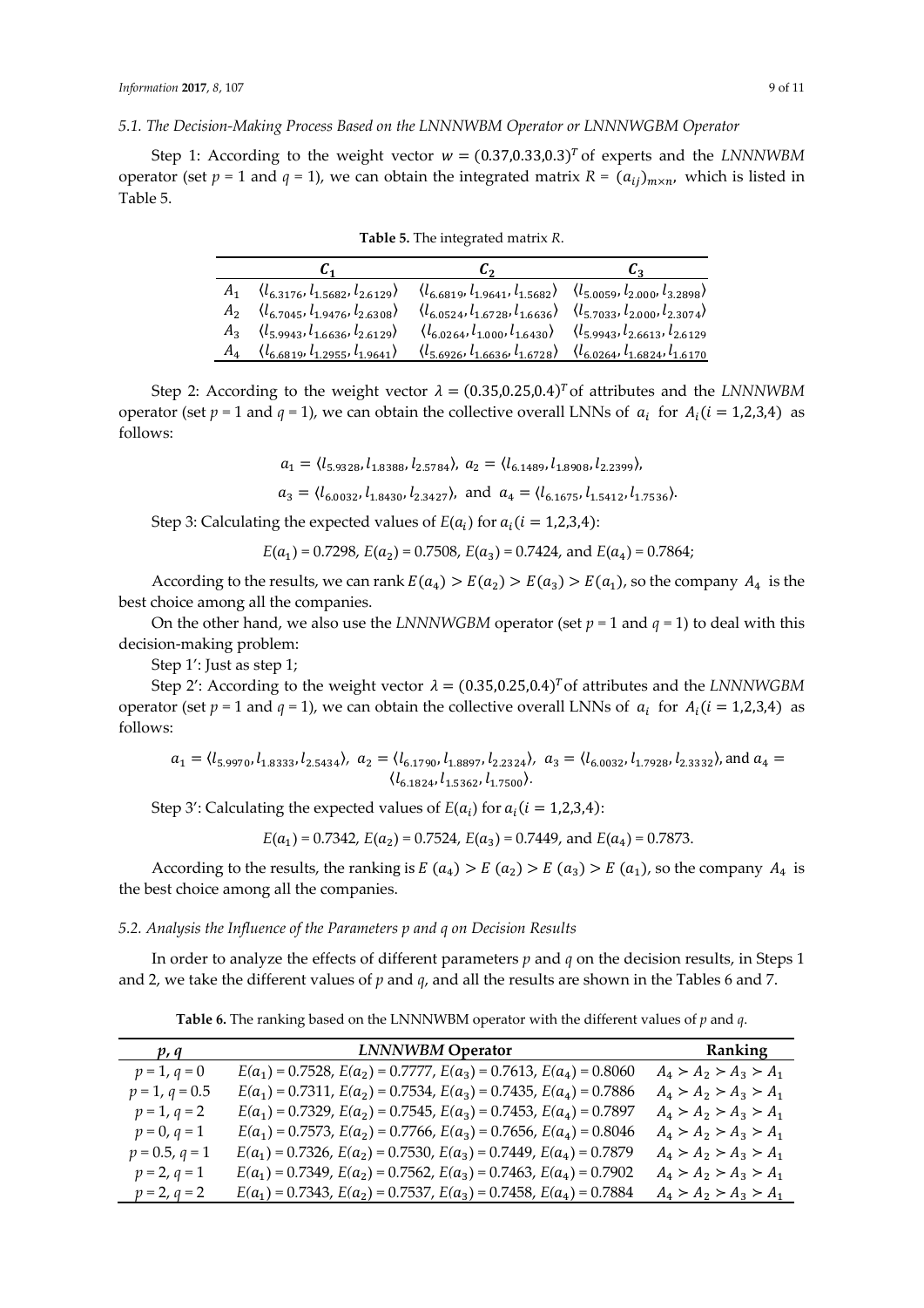### 5.1. The Decision-Making Process Based on the LNNNWBM Operator or LNNNWGBM Operator

Step 1: According to the weight vector $w = (0.37, 0.33, 0.3)^T$ of experts and the *LNNNWBM* operator (set $p = 1$ and $q = 1$), we can obtain the integrated matrix $R = (a_{ij})_{m \times n}$, which is listed in Table 5.

**Table 5.** The integrated matrix *R*.

| | $C_1$ | $C_2$ | $C_3$ |
|---|---|---|---|
| $A_1$ | $\langle l_{6.3176}, l_{1.5682}, l_{2.6129} \rangle$ | $\langle l_{6.6819}, l_{1.9641}, l_{1.5682} \rangle$ | $\langle l_{5.0059}, l_{2.000}, l_{3.2898} \rangle$ |
| $A_2$ | $\langle l_{6.7045}, l_{1.9476}, l_{2.6308} \rangle$ | $\langle l_{6.0524}, l_{1.6728}, l_{1.6636} \rangle$ | $\langle l_{5.7033}, l_{2.000}, l_{2.3074} \rangle$ |
| $A_3$ | $\langle l_{5.9943}, l_{1.6636}, l_{2.6129} \rangle$ | $\langle l_{6.0264}, l_{1.000}, l_{1.6430} \rangle$ | $\langle l_{5.9943}, l_{2.6613}, l_{2.6129}$ |
| $A_4$ | $\langle l_{6.6819}, l_{1.2955}, l_{1.9641} \rangle$ | $\langle l_{5.6926}, l_{1.6636}, l_{1.6728} \rangle$ | $\langle l_{6.0264}, l_{1.6824}, l_{1.6170}$ |

Step 2: According to the weight vector $\lambda = (0.35, 0.25, 0.4)^T$ of attributes and the *LNNNWBM* operator (set $p = 1$ and $q = 1$), we can obtain the collective overall LNNs of $a_i$ for $A_i (i = 1,2,3,4)$ as follows:

$$a_1 = \langle l_{5.9328}, l_{1.8388}, l_{2.5784} \rangle,\ a_2 = \langle l_{6.1489}, l_{1.8908}, l_{2.2399} \rangle,$$

$$a_3 = \langle l_{6.0032}, l_{1.8430}, l_{2.3427} \rangle,\ \text{and}\ a_4 = \langle l_{6.1675}, l_{1.5412}, l_{1.7536} \rangle.$$

Step 3: Calculating the expected values of $E(a_i)$ for $a_i (i = 1,2,3,4)$:

$$E(a_1) = 0.7298,\ E(a_2) = 0.7508,\ E(a_3) = 0.7424,\ \text{and}\ E(a_4) = 0.7864;$$

According to the results, we can rank $E(a_4) > E(a_2) > E(a_3) > E(a_1)$, so the company $A_4$ is the best choice among all the companies.

On the other hand, we also use the *LNNNWGBM* operator (set $p = 1$ and $q = 1$) to deal with this decision-making problem:

Step 1′: Just as step 1;

Step 2′: According to the weight vector $\lambda = (0.35, 0.25, 0.4)^T$ of attributes and the *LNNNWGBM* operator (set $p = 1$ and $q = 1$), we can obtain the collective overall LNNs of $a_i$ for $A_i (i = 1,2,3,4)$ as follows:

$$a_1 = \langle l_{5.9970}, l_{1.8333}, l_{2.5434} \rangle,\ a_2 = \langle l_{6.1790}, l_{1.8897}, l_{2.2324} \rangle,\ a_3 = \langle l_{6.0032}, l_{1.7928}, l_{2.3332} \rangle,\ \text{and}\ a_4 = \langle l_{6.1824}, l_{1.5362}, l_{1.7500} \rangle.$$

Step 3′: Calculating the expected values of $E(a_i)$ for $a_i (i = 1,2,3,4)$:

$$E(a_1) = 0.7342,\ E(a_2) = 0.7524,\ E(a_3) = 0.7449,\ \text{and}\ E(a_4) = 0.7873.$$

According to the results, the ranking is $E(a_4) > E(a_2) > E(a_3) > E(a_1)$, so the company $A_4$ is the best choice among all the companies.

### 5.2. Analysis the Influence of the Parameters p and q on Decision Results

In order to analyze the effects of different parameters $p$ and $q$ on the decision results, in Steps 1 and 2, we take the different values of $p$ and $q$, and all the results are shown in the Tables 6 and 7.

**Table 6.** The ranking based on the LNNNWBM operator with the different values of $p$ and $q$.

| *p*, *q* | *LNNNWBM* Operator | Ranking |
|---|---|---|
| $p = 1, q = 0$ | $E(a_1) = 0.7528$, $E(a_2) = 0.7777$, $E(a_3) = 0.7613$, $E(a_4) = 0.8060$ | $A_4 \succ A_2 \succ A_3 \succ A_1$ |
| $p = 1, q = 0.5$ | $E(a_1) = 0.7311$, $E(a_2) = 0.7534$, $E(a_3) = 0.7435$, $E(a_4) = 0.7886$ | $A_4 \succ A_2 \succ A_3 \succ A_1$ |
| $p = 1, q = 2$ | $E(a_1) = 0.7329$, $E(a_2) = 0.7545$, $E(a_3) = 0.7453$, $E(a_4) = 0.7897$ | $A_4 \succ A_2 \succ A_3 \succ A_1$ |
| $p = 0, q = 1$ | $E(a_1) = 0.7573$, $E(a_2) = 0.7766$, $E(a_3) = 0.7656$, $E(a_4) = 0.8046$ | $A_4 \succ A_2 \succ A_3 \succ A_1$ |
| $p = 0.5, q = 1$ | $E(a_1) = 0.7326$, $E(a_2) = 0.7530$, $E(a_3) = 0.7449$, $E(a_4) = 0.7879$ | $A_4 \succ A_2 \succ A_3 \succ A_1$ |
| $p = 2, q = 1$ | $E(a_1) = 0.7349$, $E(a_2) = 0.7562$, $E(a_3) = 0.7463$, $E(a_4) = 0.7902$ | $A_4 \succ A_2 \succ A_3 \succ A_1$ |
| $p = 2, q = 2$ | $E(a_1) = 0.7343$, $E(a_2) = 0.7537$, $E(a_3) = 0.7458$, $E(a_4) = 0.7884$ | $A_4 \succ A_2 \succ A_3 \succ A_1$ |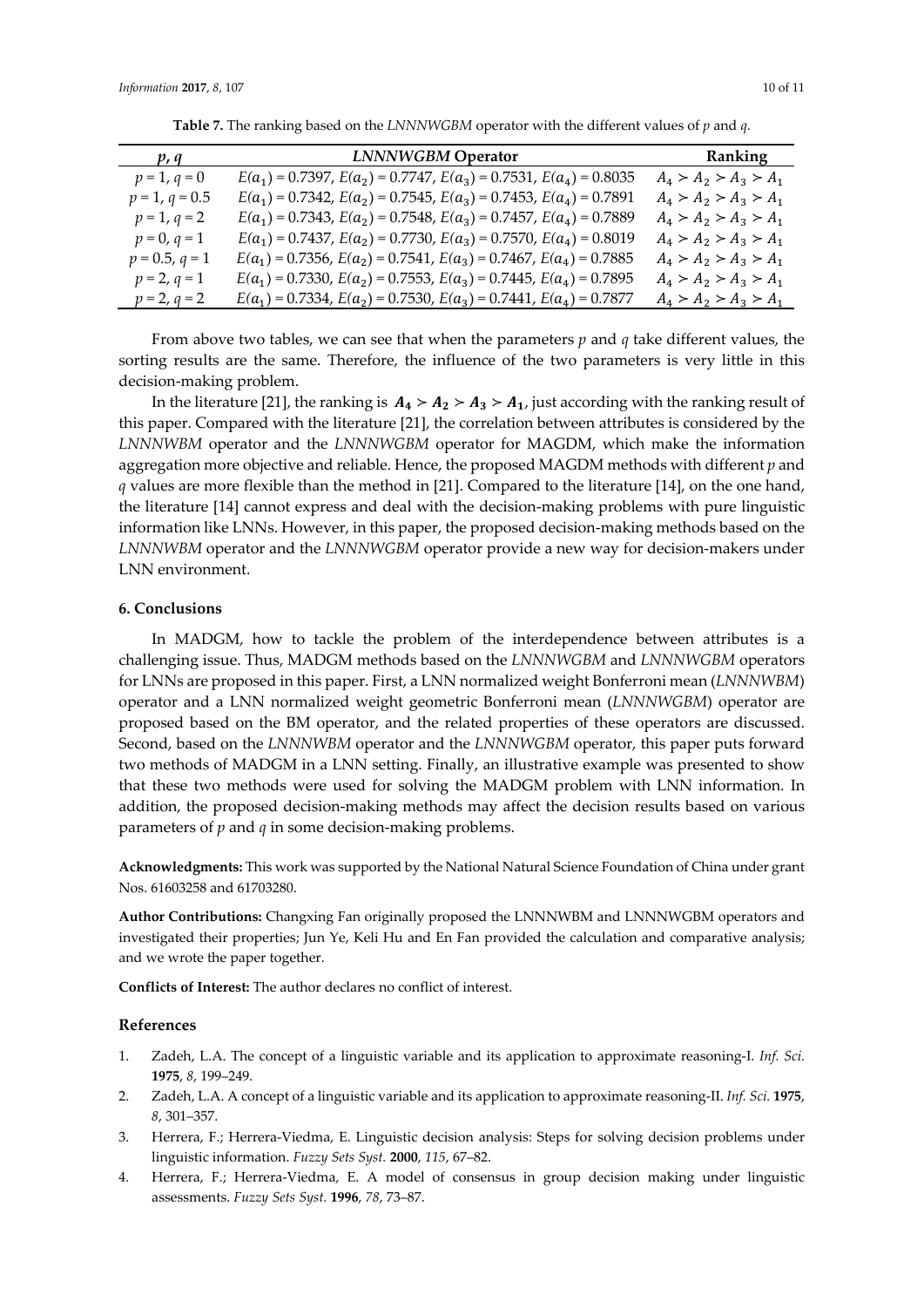**Table 7.** The ranking based on the *LNNNWGBM* operator with the different values of *p* and *q*.

| *p*, *q* | *LNNNWGBM* Operator | Ranking |
|---|---|---|
| $p = 1$, $q = 0$ | $E(a_1) = 0.7397$, $E(a_2) = 0.7747$, $E(a_3) = 0.7531$, $E(a_4) = 0.8035$ | $A_4 \succ A_2 \succ A_3 \succ A_1$ |
| $p = 1$, $q = 0.5$ | $E(a_1) = 0.7342$, $E(a_2) = 0.7545$, $E(a_3) = 0.7453$, $E(a_4) = 0.7891$ | $A_4 \succ A_2 \succ A_3 \succ A_1$ |
| $p = 1$, $q = 2$ | $E(a_1) = 0.7343$, $E(a_2) = 0.7548$, $E(a_3) = 0.7457$, $E(a_4) = 0.7889$ | $A_4 \succ A_2 \succ A_3 \succ A_1$ |
| $p = 0$, $q = 1$ | $E(a_1) = 0.7437$, $E(a_2) = 0.7730$, $E(a_3) = 0.7570$, $E(a_4) = 0.8019$ | $A_4 \succ A_2 \succ A_3 \succ A_1$ |
| $p = 0.5$, $q = 1$ | $E(a_1) = 0.7356$, $E(a_2) = 0.7541$, $E(a_3) = 0.7467$, $E(a_4) = 0.7885$ | $A_4 \succ A_2 \succ A_3 \succ A_1$ |
| $p = 2$, $q = 1$ | $E(a_1) = 0.7330$, $E(a_2) = 0.7553$, $E(a_3) = 0.7445$, $E(a_4) = 0.7895$ | $A_4 \succ A_2 \succ A_3 \succ A_1$ |
| $p = 2$, $q = 2$ | $E(a_1) = 0.7334$, $E(a_2) = 0.7530$, $E(a_3) = 0.7441$, $E(a_4) = 0.7877$ | $A_4 \succ A_2 \succ A_3 \succ A_1$ |

From above two tables, we can see that when the parameters *p* and *q* take different values, the sorting results are the same. Therefore, the influence of the two parameters is very little in this decision-making problem.

In the literature [21], the ranking is $\boldsymbol{A_4 \succ A_2 \succ A_3 \succ A_1}$, just according with the ranking result of this paper. Compared with the literature [21], the correlation between attributes is considered by the *LNNNWBM* operator and the *LNNNWGBM* operator for MAGDM, which make the information aggregation more objective and reliable. Hence, the proposed MAGDM methods with different *p* and *q* values are more flexible than the method in [21]. Compared to the literature [14], on the one hand, the literature [14] cannot express and deal with the decision-making problems with pure linguistic information like LNNs. However, in this paper, the proposed decision-making methods based on the *LNNNWBM* operator and the *LNNNWGBM* operator provide a new way for decision-makers under LNN environment.

## 6. Conclusions

In MADGM, how to tackle the problem of the interdependence between attributes is a challenging issue. Thus, MADGM methods based on the *LNNNWGBM* and *LNNNWGBM* operators for LNNs are proposed in this paper. First, a LNN normalized weight Bonferroni mean (*LNNNWBM*) operator and a LNN normalized weight geometric Bonferroni mean (*LNNNWGBM*) operator are proposed based on the BM operator, and the related properties of these operators are discussed. Second, based on the *LNNNWBM* operator and the *LNNNWGBM* operator, this paper puts forward two methods of MADGM in a LNN setting. Finally, an illustrative example was presented to show that these two methods were used for solving the MADGM problem with LNN information. In addition, the proposed decision-making methods may affect the decision results based on various parameters of *p* and *q* in some decision-making problems.

**Acknowledgments:** This work was supported by the National Natural Science Foundation of China under grant Nos. 61603258 and 61703280.

**Author Contributions:** Changxing Fan originally proposed the LNNNWBM and LNNNWGBM operators and investigated their properties; Jun Ye, Keli Hu and En Fan provided the calculation and comparative analysis; and we wrote the paper together.

**Conflicts of Interest:** The author declares no conflict of interest.

## References

1. Zadeh, L.A. The concept of a linguistic variable and its application to approximate reasoning-I. *Inf. Sci.* **1975**, *8*, 199–249.
2. Zadeh, L.A. A concept of a linguistic variable and its application to approximate reasoning-II. *Inf. Sci.* **1975**, *8*, 301–357.
3. Herrera, F.; Herrera-Viedma, E. Linguistic decision analysis: Steps for solving decision problems under linguistic information. *Fuzzy Sets Syst.* **2000**, *115*, 67–82.
4. Herrera, F.; Herrera-Viedma, E. A model of consensus in group decision making under linguistic assessments. *Fuzzy Sets Syst.* **1996**, *78*, 73–87.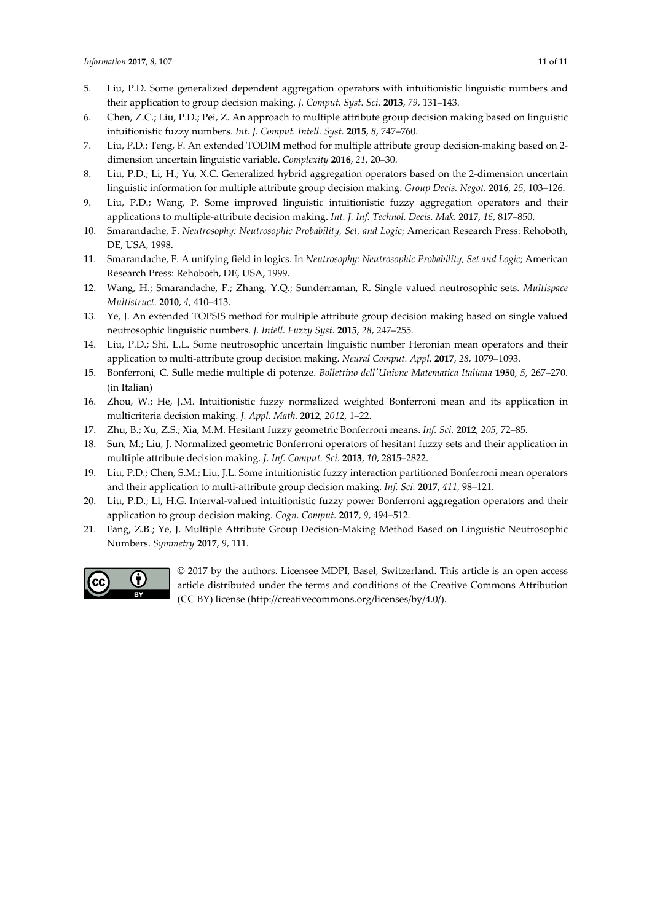5. Liu, P.D. Some generalized dependent aggregation operators with intuitionistic linguistic numbers and their application to group decision making. *J. Comput. Syst. Sci.* **2013**, *79*, 131–143.
6. Chen, Z.C.; Liu, P.D.; Pei, Z. An approach to multiple attribute group decision making based on linguistic intuitionistic fuzzy numbers. *Int. J. Comput. Intell. Syst.* **2015**, *8*, 747–760.
7. Liu, P.D.; Teng, F. An extended TODIM method for multiple attribute group decision-making based on 2-dimension uncertain linguistic variable. *Complexity* **2016**, *21*, 20–30.
8. Liu, P.D.; Li, H.; Yu, X.C. Generalized hybrid aggregation operators based on the 2-dimension uncertain linguistic information for multiple attribute group decision making. *Group Decis. Negot.* **2016**, *25*, 103–126.
9. Liu, P.D.; Wang, P. Some improved linguistic intuitionistic fuzzy aggregation operators and their applications to multiple-attribute decision making. *Int. J. Inf. Technol. Decis. Mak.* **2017**, *16*, 817–850.
10. Smarandache, F. *Neutrosophy: Neutrosophic Probability, Set, and Logic*; American Research Press: Rehoboth, DE, USA, 1998.
11. Smarandache, F. A unifying field in logics. In *Neutrosophy: Neutrosophic Probability, Set and Logic*; American Research Press: Rehoboth, DE, USA, 1999.
12. Wang, H.; Smarandache, F.; Zhang, Y.Q.; Sunderraman, R. Single valued neutrosophic sets. *Multispace Multistruct.* **2010**, *4*, 410–413.
13. Ye, J. An extended TOPSIS method for multiple attribute group decision making based on single valued neutrosophic linguistic numbers. *J. Intell. Fuzzy Syst.* **2015**, *28*, 247–255.
14. Liu, P.D.; Shi, L.L. Some neutrosophic uncertain linguistic number Heronian mean operators and their application to multi-attribute group decision making. *Neural Comput. Appl.* **2017**, *28*, 1079–1093.
15. Bonferroni, C. Sulle medie multiple di potenze. *Bollettino dell'Unione Matematica Italiana* **1950**, *5*, 267–270. (in Italian)
16. Zhou, W.; He, J.M. Intuitionistic fuzzy normalized weighted Bonferroni mean and its application in multicriteria decision making. *J. Appl. Math.* **2012**, *2012*, 1–22.
17. Zhu, B.; Xu, Z.S.; Xia, M.M. Hesitant fuzzy geometric Bonferroni means. *Inf. Sci.* **2012**, *205*, 72–85.
18. Sun, M.; Liu, J. Normalized geometric Bonferroni operators of hesitant fuzzy sets and their application in multiple attribute decision making. *J. Inf. Comput. Sci.* **2013**, *10*, 2815–2822.
19. Liu, P.D.; Chen, S.M.; Liu, J.L. Some intuitionistic fuzzy interaction partitioned Bonferroni mean operators and their application to multi-attribute group decision making. *Inf. Sci.* **2017**, *411*, 98–121.
20. Liu, P.D.; Li, H.G. Interval-valued intuitionistic fuzzy power Bonferroni aggregation operators and their application to group decision making. *Cogn. Comput.* **2017**, *9*, 494–512.
21. Fang, Z.B.; Ye, J. Multiple Attribute Group Decision-Making Method Based on Linguistic Neutrosophic Numbers. *Symmetry* **2017**, *9*, 111.

© 2017 by the authors. Licensee MDPI, Basel, Switzerland. This article is an open access article distributed under the terms and conditions of the Creative Commons Attribution (CC BY) license (http://creativecommons.org/licenses/by/4.0/).